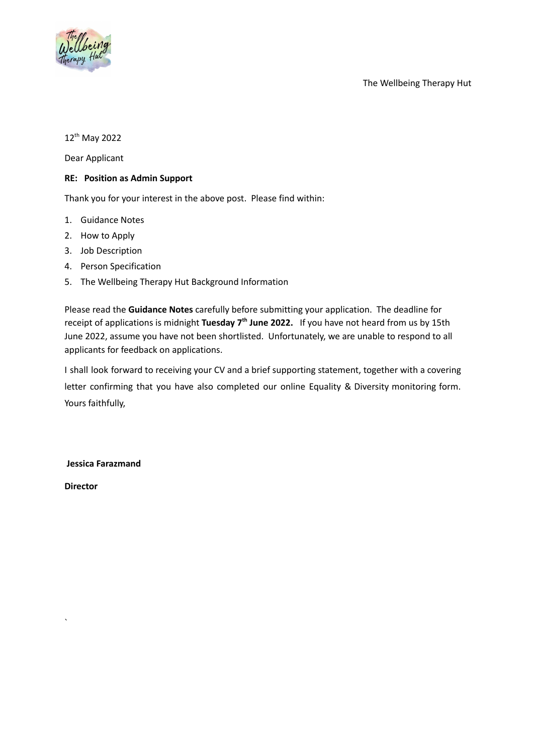The Wellbeing Therapy Hut

12th May 2022

Dear Applicant

**RE: Position as Admin Support**

Thank you for your interest in the above post. Please find within:

1. Guidance Notes
2. How to Apply
3. Job Description
4. Person Specification
5. The Wellbeing Therapy Hut Background Information

Please read the **Guidance Notes** carefully before submitting your application. The deadline for receipt of applications is midnight **Tuesday 7th June 2022.** If you have not heard from us by 15th June 2022, assume you have not been shortlisted. Unfortunately, we are unable to respond to all applicants for feedback on applications.

I shall look forward to receiving your CV and a brief supporting statement, together with a covering letter confirming that you have also completed our online Equality & Diversity monitoring form. Yours faithfully,

**Jessica Farazmand**

**Director**

`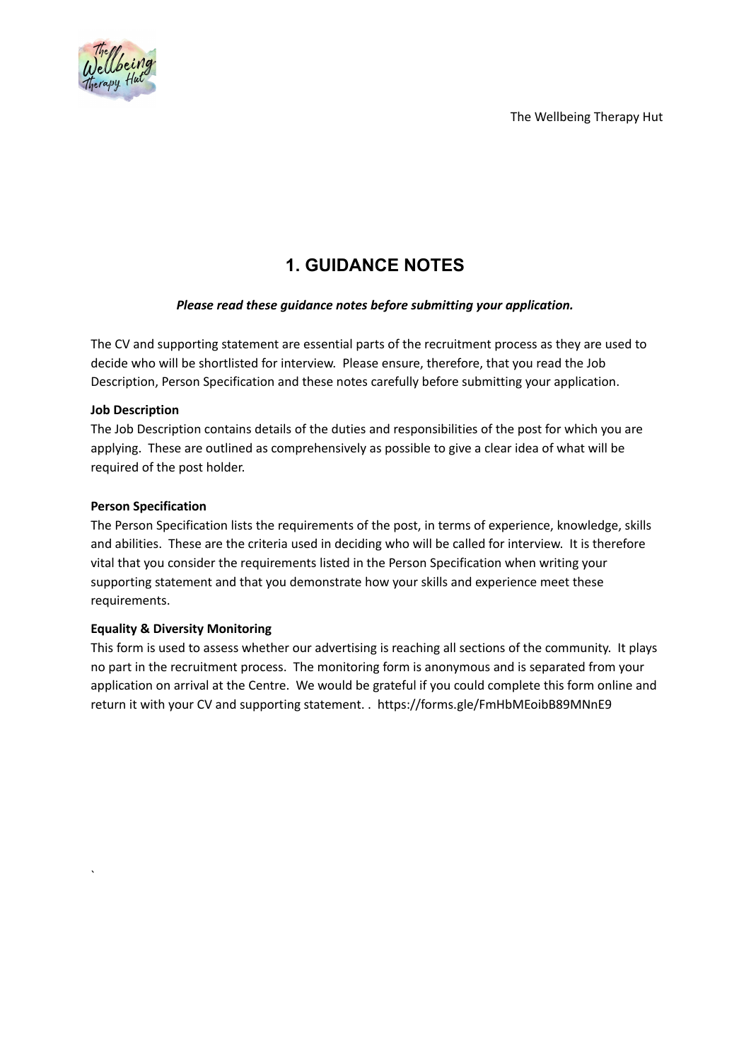# 1. GUIDANCE NOTES

***Please read these guidance notes before submitting your application.***

The CV and supporting statement are essential parts of the recruitment process as they are used to decide who will be shortlisted for interview. Please ensure, therefore, that you read the Job Description, Person Specification and these notes carefully before submitting your application.

**Job Description**

The Job Description contains details of the duties and responsibilities of the post for which you are applying. These are outlined as comprehensively as possible to give a clear idea of what will be required of the post holder.

**Person Specification**

The Person Specification lists the requirements of the post, in terms of experience, knowledge, skills and abilities. These are the criteria used in deciding who will be called for interview. It is therefore vital that you consider the requirements listed in the Person Specification when writing your supporting statement and that you demonstrate how your skills and experience meet these requirements.

**Equality & Diversity Monitoring**

This form is used to assess whether our advertising is reaching all sections of the community. It plays no part in the recruitment process. The monitoring form is anonymous and is separated from your application on arrival at the Centre. We would be grateful if you could complete this form online and return it with your CV and supporting statement. . https://forms.gle/FmHbMEoibB89MNnE9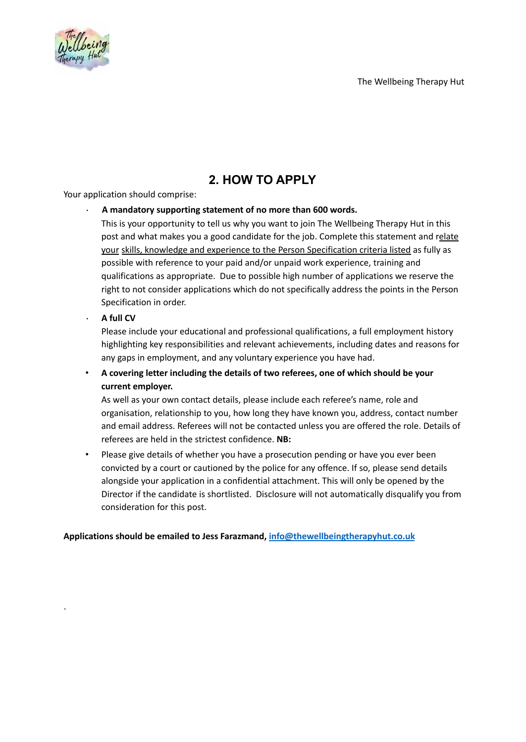## 2. HOW TO APPLY

Your application should comprise:

- **A mandatory supporting statement of no more than 600 words.**
  This is your opportunity to tell us why you want to join The Wellbeing Therapy Hut in this post and what makes you a good candidate for the job. Complete this statement and relate your skills, knowledge and experience to the Person Specification criteria listed as fully as possible with reference to your paid and/or unpaid work experience, training and qualifications as appropriate. Due to possible high number of applications we reserve the right to not consider applications which do not specifically address the points in the Person Specification in order.
- **A full CV**
  Please include your educational and professional qualifications, a full employment history highlighting key responsibilities and relevant achievements, including dates and reasons for any gaps in employment, and any voluntary experience you have had.
- **A covering letter including the details of two referees, one of which should be your current employer.**
  As well as your own contact details, please include each referee's name, role and organisation, relationship to you, how long they have known you, address, contact number and email address. Referees will not be contacted unless you are offered the role. Details of referees are held in the strictest confidence. **NB:**
- Please give details of whether you have a prosecution pending or have you ever been convicted by a court or cautioned by the police for any offence. If so, please send details alongside your application in a confidential attachment. This will only be opened by the Director if the candidate is shortlisted. Disclosure will not automatically disqualify you from consideration for this post.

**Applications should be emailed to Jess Farazmand, info@thewellbeingtherapyhut.co.uk**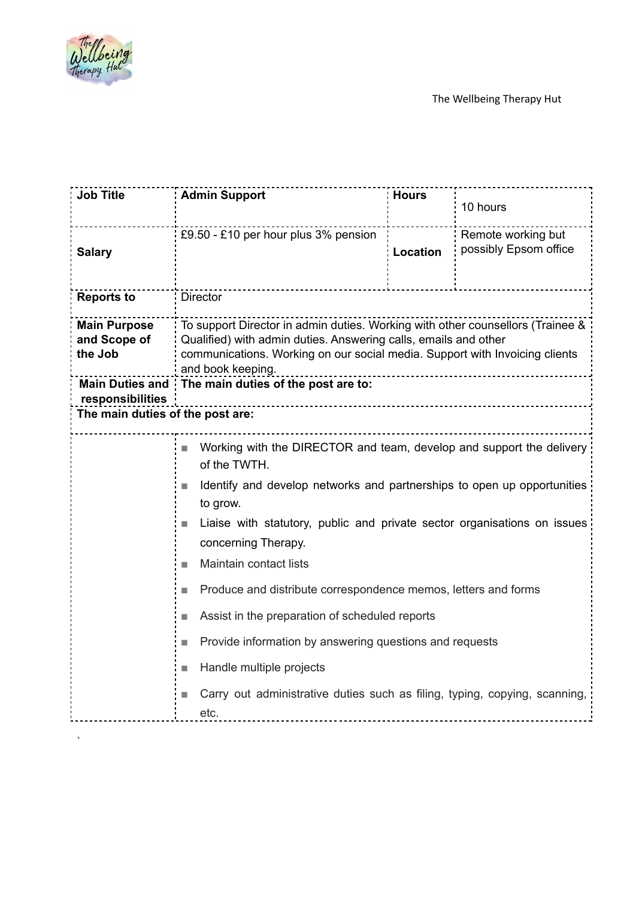The Wellbeing Therapy Hut

| Job Title | Admin Support | Hours | 10 hours |
|---|---|---|---|
| Salary | £9.50 - £10 per hour plus 3% pension | Location | Remote working but possibly Epsom office |
| Reports to | Director | | |
| Main Purpose and Scope of the Job | To support Director in admin duties. Working with other counsellors (Trainee & Qualified) with admin duties. Answering calls, emails and other communications. Working on our social media. Support with Invoicing clients and book keeping. | | |
| Main Duties and responsibilities | The main duties of the post are to: | | |

**The main duties of the post are:**

- Working with the DIRECTOR and team, develop and support the delivery of the TWTH.
- Identify and develop networks and partnerships to open up opportunities to grow.
- Liaise with statutory, public and private sector organisations on issues concerning Therapy.
- Maintain contact lists
- Produce and distribute correspondence memos, letters and forms
- Assist in the preparation of scheduled reports
- Provide information by answering questions and requests
- Handle multiple projects
- Carry out administrative duties such as filing, typing, copying, scanning, etc.

`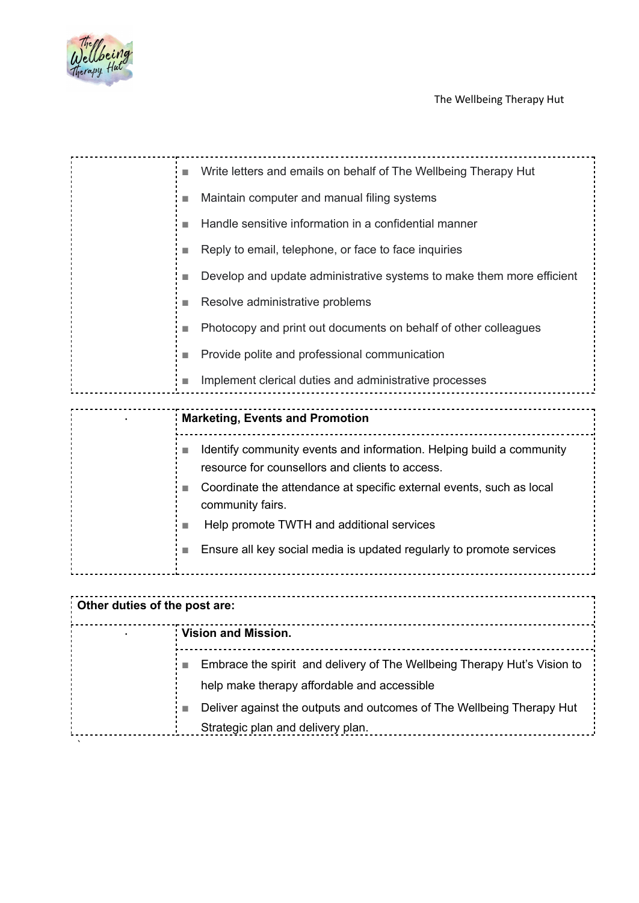- Write letters and emails on behalf of The Wellbeing Therapy Hut
- Maintain computer and manual filing systems
- Handle sensitive information in a confidential manner
- Reply to email, telephone, or face to face inquiries
- Develop and update administrative systems to make them more efficient
- Resolve administrative problems
- Photocopy and print out documents on behalf of other colleagues
- Provide polite and professional communication
- Implement clerical duties and administrative processes

**Marketing, Events and Promotion**

- Identify community events and information. Helping build a community resource for counsellors and clients to access.
- Coordinate the attendance at specific external events, such as local community fairs.
- Help promote TWTH and additional services
- Ensure all key social media is updated regularly to promote services

**Other duties of the post are:**

**Vision and Mission.**

- Embrace the spirit and delivery of The Wellbeing Therapy Hut's Vision to help make therapy affordable and accessible
- Deliver against the outputs and outcomes of The Wellbeing Therapy Hut Strategic plan and delivery plan.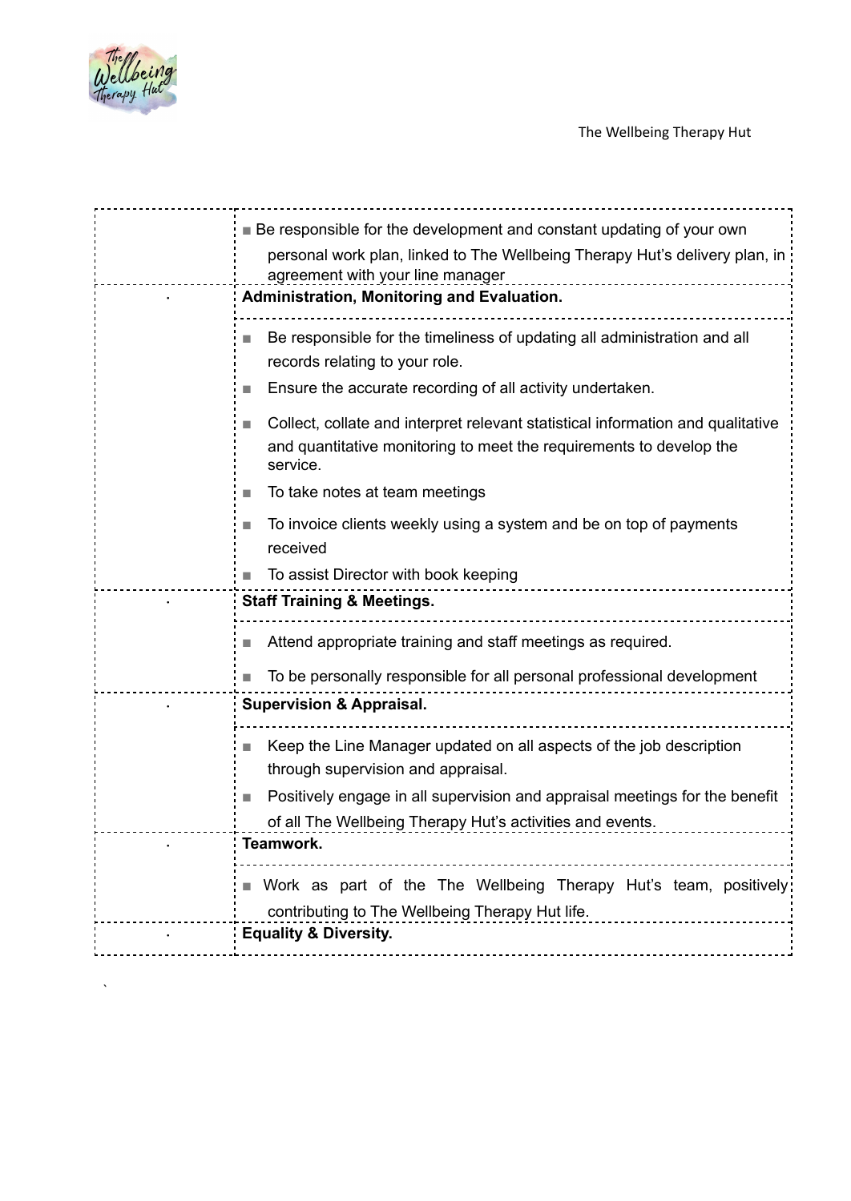| | |
|---|---|
| | ■ Be responsible for the development and constant updating of your own personal work plan, linked to The Wellbeing Therapy Hut's delivery plan, in agreement with your line manager |
| · | **Administration, Monitoring and Evaluation.** |
| | ■ Be responsible for the timeliness of updating all administration and all records relating to your role.<br>■ Ensure the accurate recording of all activity undertaken.<br>■ Collect, collate and interpret relevant statistical information and qualitative and quantitative monitoring to meet the requirements to develop the service.<br>■ To take notes at team meetings<br>■ To invoice clients weekly using a system and be on top of payments received<br>■ To assist Director with book keeping |
| · | **Staff Training & Meetings.** |
| | ■ Attend appropriate training and staff meetings as required.<br>■ To be personally responsible for all personal professional development |
| · | **Supervision & Appraisal.** |
| | ■ Keep the Line Manager updated on all aspects of the job description through supervision and appraisal.<br>■ Positively engage in all supervision and appraisal meetings for the benefit of all The Wellbeing Therapy Hut's activities and events. |
| · | **Teamwork.** |
| | ■ Work as part of the The Wellbeing Therapy Hut's team, positively contributing to The Wellbeing Therapy Hut life. |
| · | **Equality & Diversity.** |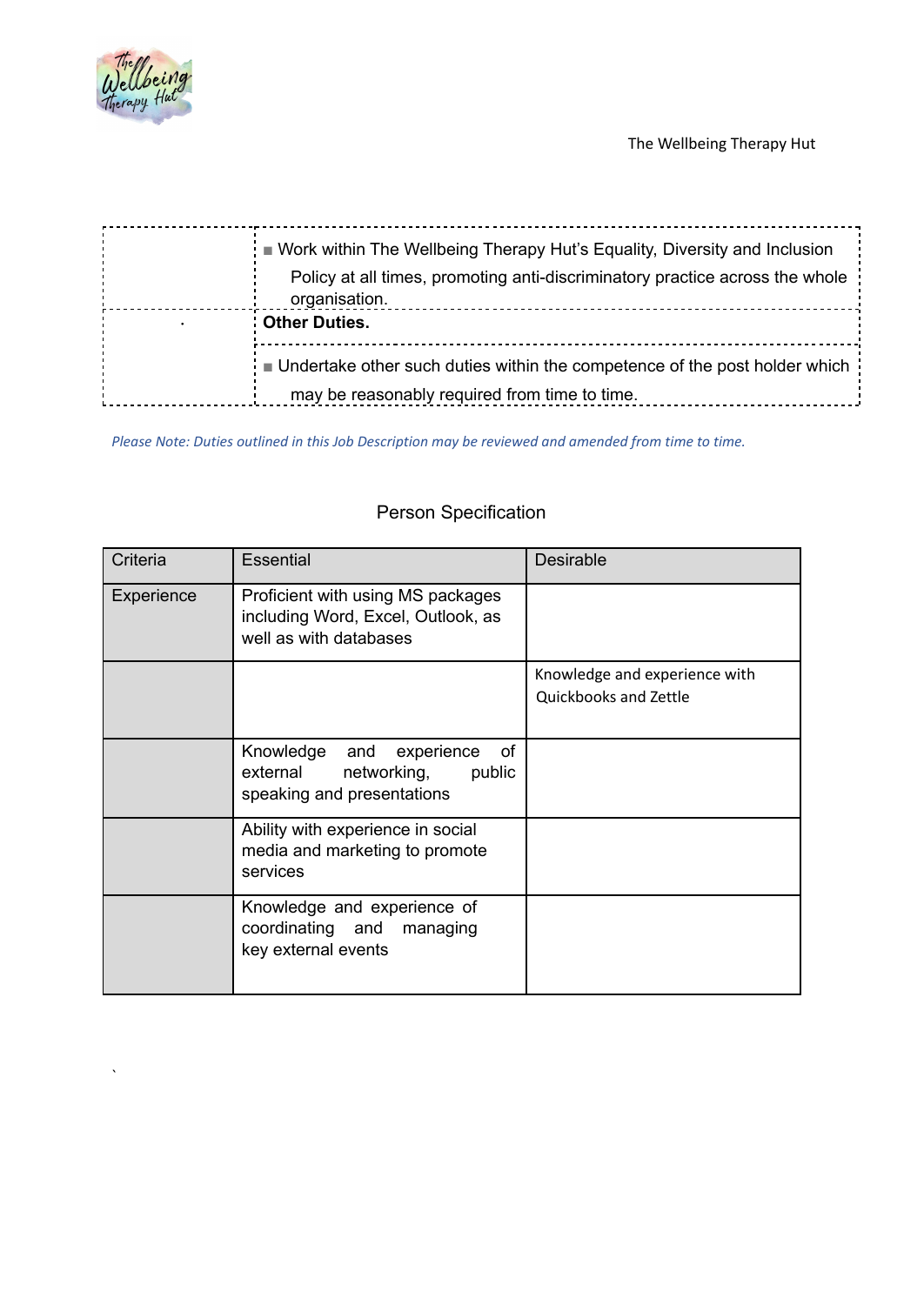| | |
|---|---|
| | ■ Work within The Wellbeing Therapy Hut's Equality, Diversity and Inclusion Policy at all times, promoting anti-discriminatory practice across the whole organisation. |
| . | **Other Duties.** |
| | ■ Undertake other such duties within the competence of the post holder which may be reasonably required from time to time. |

*Please Note: Duties outlined in this Job Description may be reviewed and amended from time to time.*

## Person Specification

| Criteria | Essential | Desirable |
|---|---|---|
| Experience | Proficient with using MS packages including Word, Excel, Outlook, as well as with databases | |
| | | Knowledge and experience with Quickbooks and Zettle |
| | Knowledge and experience of external networking, public speaking and presentations | |
| | Ability with experience in social media and marketing to promote services | |
| | Knowledge and experience of coordinating and managing key external events | |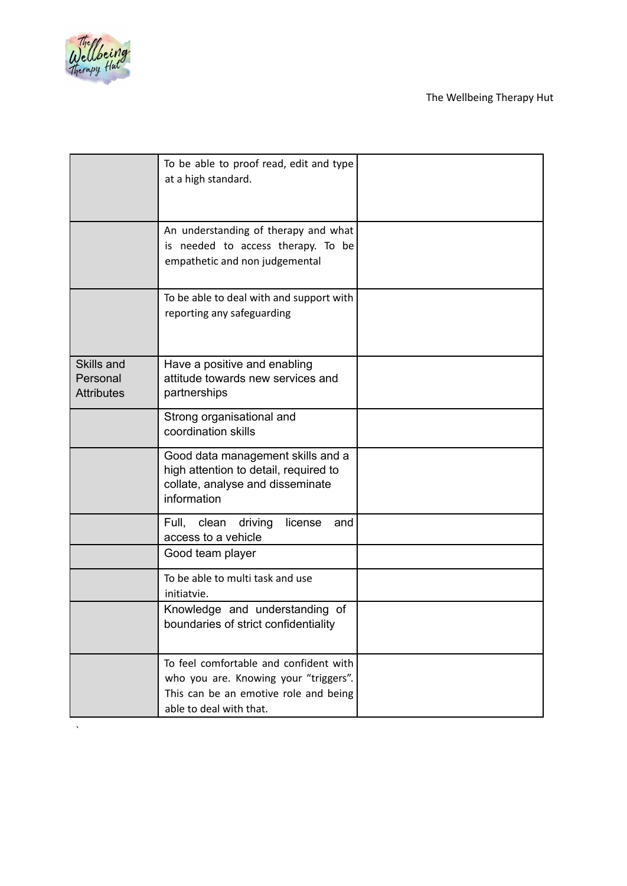| | | |
|---|---|---|
| | To be able to proof read, edit and type at a high standard. | |
| | An understanding of therapy and what is needed to access therapy. To be empathetic and non judgemental | |
| | To be able to deal with and support with reporting any safeguarding | |
| Skills and Personal Attributes | Have a positive and enabling attitude towards new services and partnerships | |
| | Strong organisational and coordination skills | |
| | Good data management skills and a high attention to detail, required to collate, analyse and disseminate information | |
| | Full, clean driving license and access to a vehicle | |
| | Good team player | |
| | To be able to multi task and use initiatvie. | |
| | Knowledge and understanding of boundaries of strict confidentiality | |
| | To feel comfortable and confident with who you are. Knowing your "triggers". This can be an emotive role and being able to deal with that. | |

`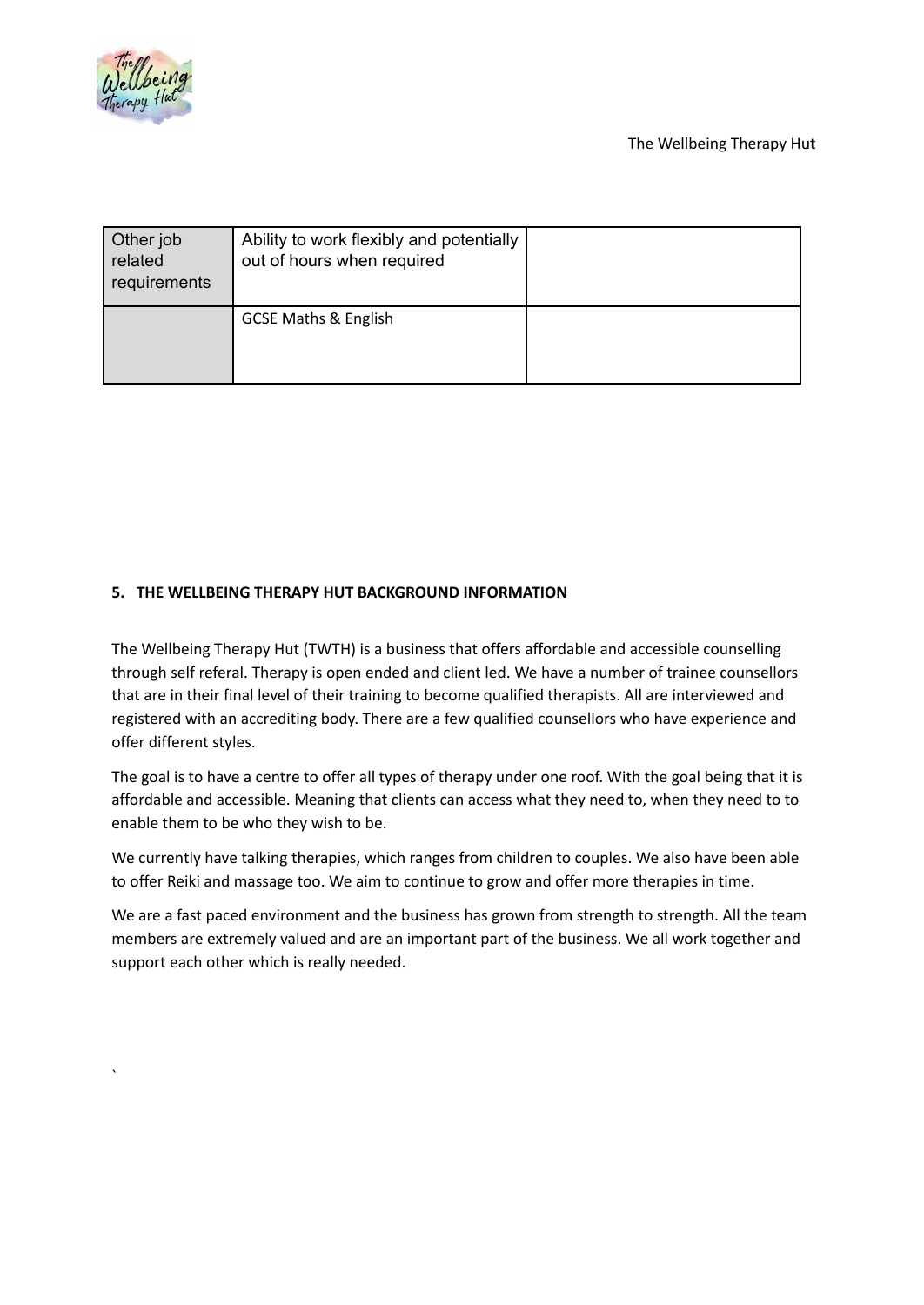| Other job related requirements | Ability to work flexibly and potentially out of hours when required | |
|---|---|---|
| | GCSE Maths & English | |

**5. THE WELLBEING THERAPY HUT BACKGROUND INFORMATION**

The Wellbeing Therapy Hut (TWTH) is a business that offers affordable and accessible counselling through self referal. Therapy is open ended and client led. We have a number of trainee counsellors that are in their final level of their training to become qualified therapists. All are interviewed and registered with an accrediting body. There are a few qualified counsellors who have experience and offer different styles.

The goal is to have a centre to offer all types of therapy under one roof. With the goal being that it is affordable and accessible. Meaning that clients can access what they need to, when they need to to enable them to be who they wish to be.

We currently have talking therapies, which ranges from children to couples. We also have been able to offer Reiki and massage too. We aim to continue to grow and offer more therapies in time.

We are a fast paced environment and the business has grown from strength to strength. All the team members are extremely valued and are an important part of the business. We all work together and support each other which is really needed.

`